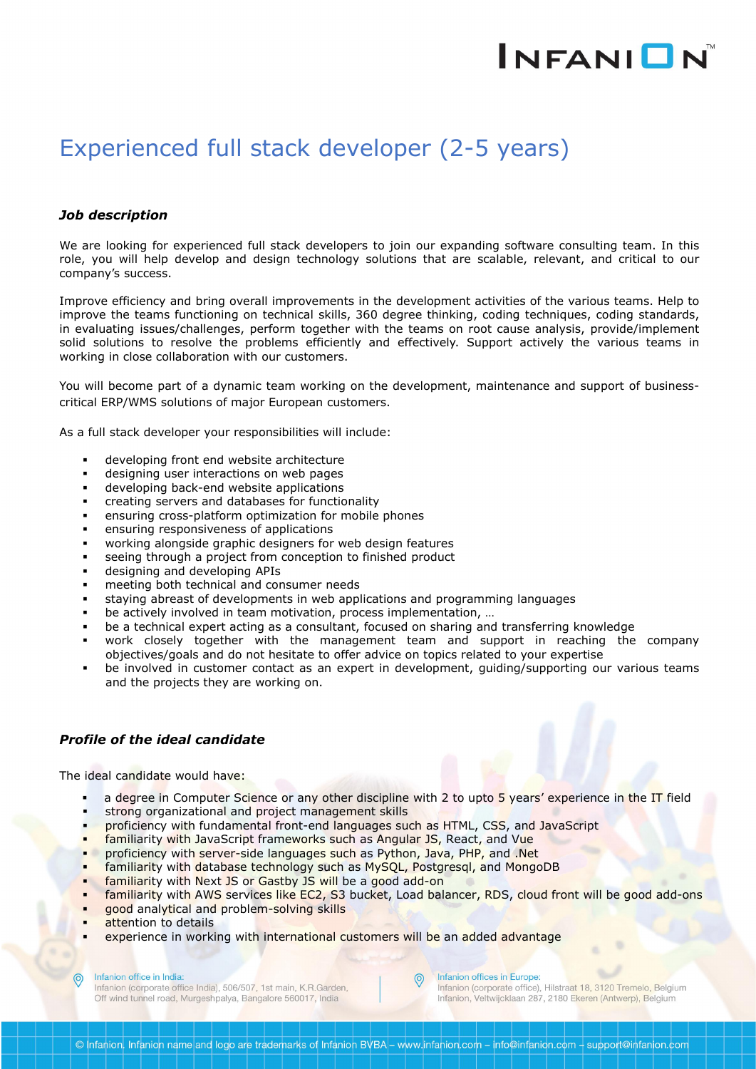# Experienced full stack developer (2-5 years)

### *Job description*

We are looking for experienced full stack developers to join our expanding software consulting team. In this role, you will help develop and design technology solutions that are scalable, relevant, and critical to our company's success.

Improve efficiency and bring overall improvements in the development activities of the various teams. Help to improve the teams functioning on technical skills, 360 degree thinking, coding techniques, coding standards, in evaluating issues/challenges, perform together with the teams on root cause analysis, provide/implement solid solutions to resolve the problems efficiently and effectively. Support actively the various teams in working in close collaboration with our customers.

You will become part of a dynamic team working on the development, maintenance and support of business-critical ERP/WMS solutions of major European customers.

As a full stack developer your responsibilities will include:

- developing front end website architecture
- designing user interactions on web pages
- developing back-end website applications
- creating servers and databases for functionality
- ensuring cross-platform optimization for mobile phones
- ensuring responsiveness of applications
- working alongside graphic designers for web design features
- seeing through a project from conception to finished product
- designing and developing APIs
- meeting both technical and consumer needs
- staying abreast of developments in web applications and programming languages
- be actively involved in team motivation, process implementation, …
- be a technical expert acting as a consultant, focused on sharing and transferring knowledge
- work closely together with the management team and support in reaching the company objectives/goals and do not hesitate to offer advice on topics related to your expertise
- be involved in customer contact as an expert in development, guiding/supporting our various teams and the projects they are working on.

### *Profile of the ideal candidate*

The ideal candidate would have:

- a degree in Computer Science or any other discipline with 2 to upto 5 years' experience in the IT field
- strong organizational and project management skills
- proficiency with fundamental front-end languages such as HTML, CSS, and JavaScript
- familiarity with JavaScript frameworks such as Angular JS, React, and Vue
- proficiency with server-side languages such as Python, Java, PHP, and .Net
- familiarity with database technology such as MySQL, Postgresql, and MongoDB
- familiarity with Next JS or Gastby JS will be a good add-on
- familiarity with AWS services like EC2, S3 bucket, Load balancer, RDS, cloud front will be good add-ons
- good analytical and problem-solving skills
- attention to details
- experience in working with international customers will be an added advantage

Infanion office in India:
Infanion (corporate office India), 506/507, 1st main, K.R.Garden, Off wind tunnel road, Murgeshpalya, Bangalore 560017, India

Infanion offices in Europe:
Infanion (corporate office), Hilstraat 18, 3120 Tremelo, Belgium
Infanion, Veltwijcklaan 287, 2180 Ekeren (Antwerp), Belgium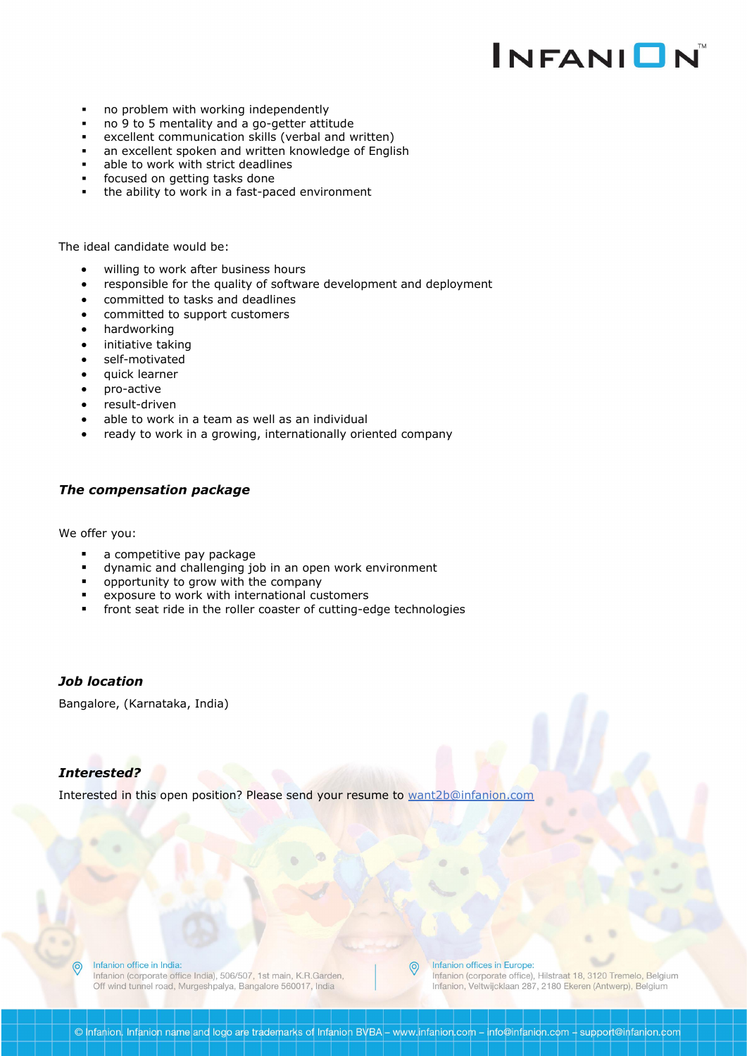- no problem with working independently
- no 9 to 5 mentality and a go-getter attitude
- excellent communication skills (verbal and written)
- an excellent spoken and written knowledge of English
- able to work with strict deadlines
- focused on getting tasks done
- the ability to work in a fast-paced environment

The ideal candidate would be:

- willing to work after business hours
- responsible for the quality of software development and deployment
- committed to tasks and deadlines
- committed to support customers
- hardworking
- initiative taking
- self-motivated
- quick learner
- pro-active
- result-driven
- able to work in a team as well as an individual
- ready to work in a growing, internationally oriented company

### *The compensation package*

We offer you:

- a competitive pay package
- dynamic and challenging job in an open work environment
- opportunity to grow with the company
- exposure to work with international customers
- front seat ride in the roller coaster of cutting-edge technologies

### *Job location*

Bangalore, (Karnataka, India)

### *Interested?*

Interested in this open position? Please send your resume to want2b@infanion.com

Infanion office in India:
Infanion (corporate office India), 506/507, 1st main, K.R.Garden, Off wind tunnel road, Murgeshpalya, Bangalore 560017, India

Infanion offices in Europe:
Infanion (corporate office), Hilstraat 18, 3120 Tremelo, Belgium
Infanion, Veltwijcklaan 287, 2180 Ekeren (Antwerp), Belgium

© Infanion. Infanion name and logo are trademarks of Infanion BVBA – www.infanion.com – info@infanion.com – support@infanion.com